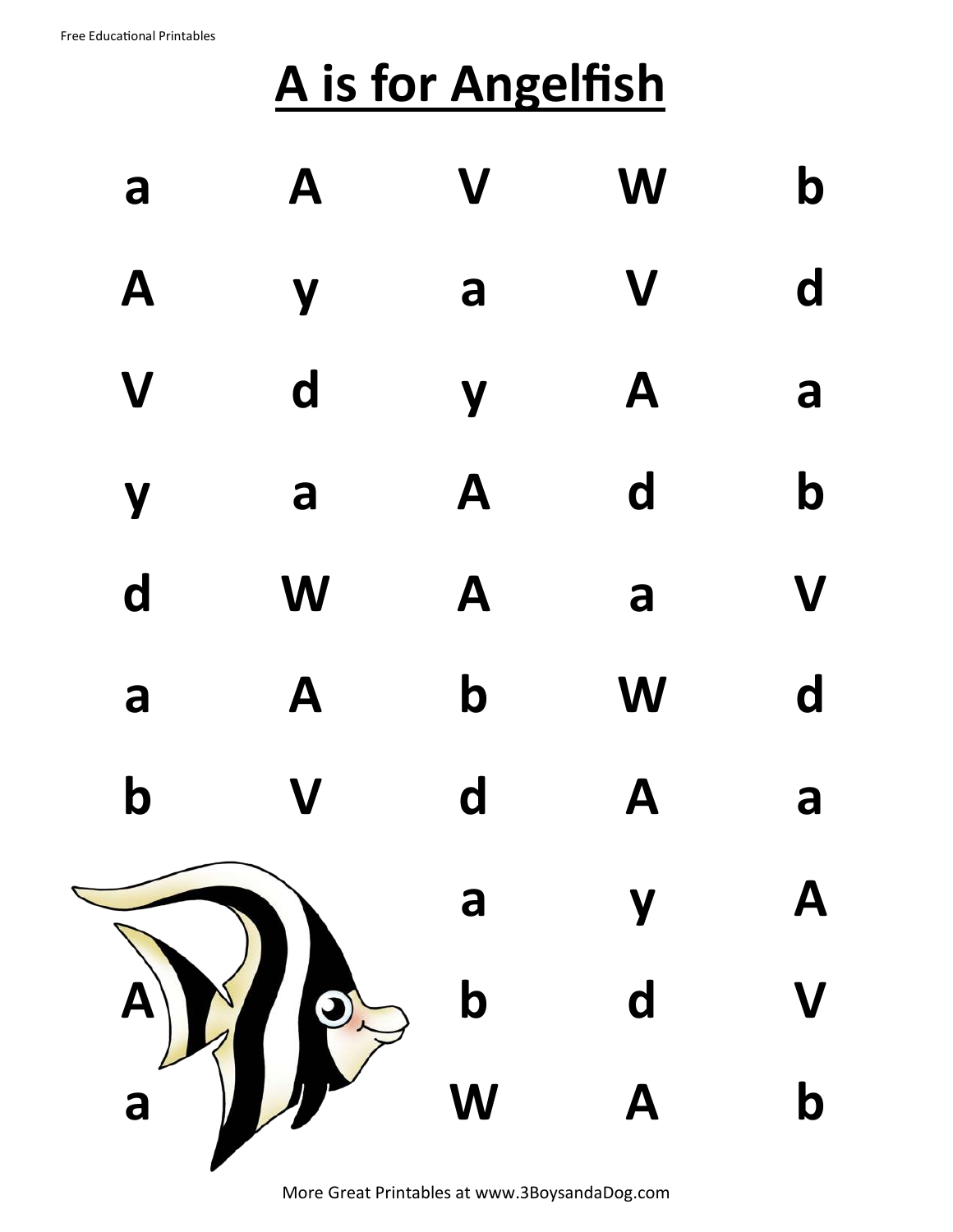# A is for Angelfish

| | | | | |
|---|---|---|---|---|
| a | A | V | W | b |
| A | y | a | V | d |
| V | d | y | A | a |
| y | a | A | d | b |
| d | W | A | a | V |
| a | A | b | W | d |
| b | V | d | A | a |
| | | a | y | A |
| A | | b | d | V |
| a | | W | A | b |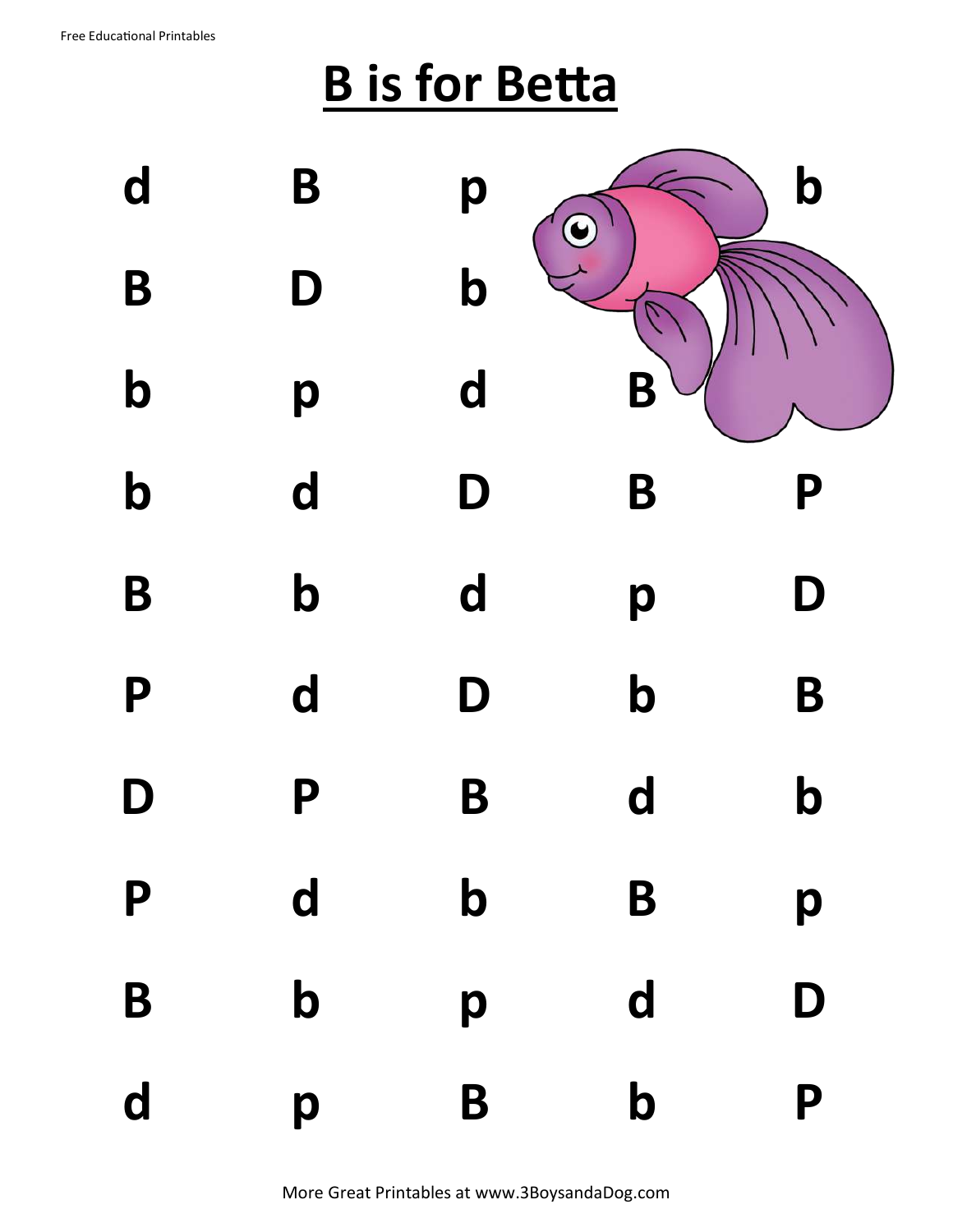# B is for Betta

| | | | | |
|---|---|---|---|---|
| d | B | p | | b |
| B | D | b | | |
| b | p | d | B | |
| b | d | D | B | P |
| B | b | d | p | D |
| P | d | D | b | B |
| D | P | B | d | b |
| P | d | b | B | p |
| B | b | p | d | D |
| d | p | B | b | P |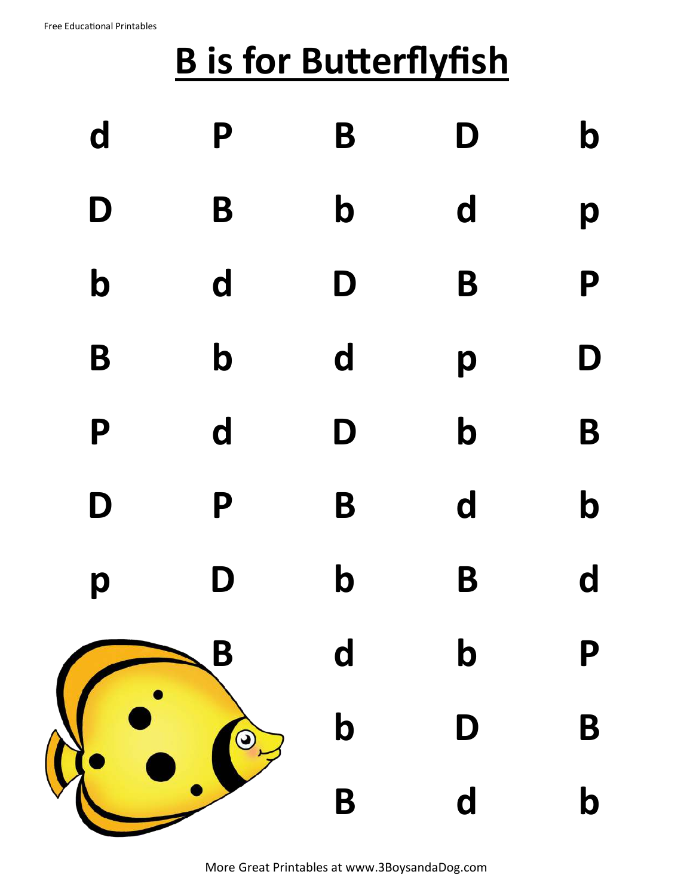Free Educational Printables

# B is for Butterflyfish

| | | | | |
|---|---|---|---|---|
| d | P | B | D | b |
| D | B | b | d | p |
| b | d | D | B | P |
| B | b | d | p | D |
| P | d | D | b | B |
| D | P | B | d | b |
| p | D | b | B | d |
| | B | d | b | P |
| | | b | D | B |
| | | B | d | b |

More Great Printables at www.3BoysandaDog.com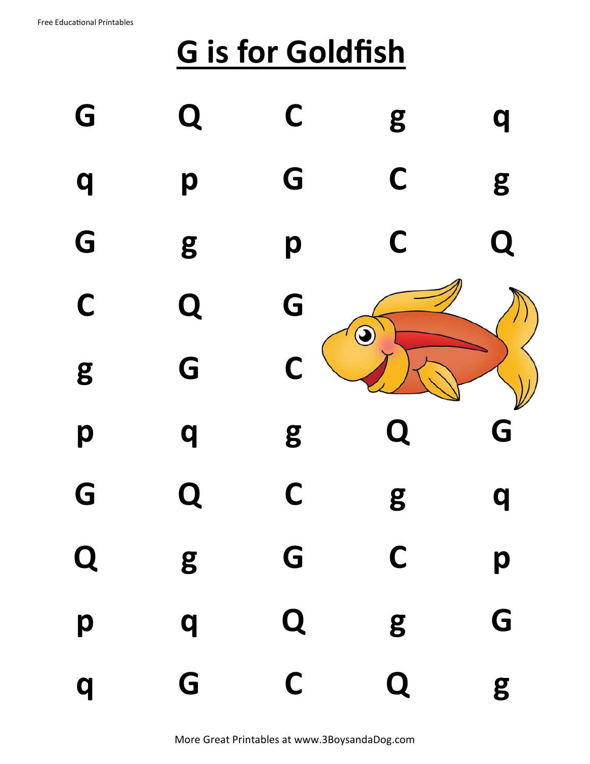# G is for Goldfish

| | | | | |
|---|---|---|---|---|
| G | Q | C | g | q |
| q | p | G | C | g |
| G | g | p | C | Q |
| C | Q | G | | |
| g | G | C | | |
| p | q | g | Q | G |
| G | Q | C | g | q |
| Q | g | G | C | p |
| p | q | Q | g | G |
| q | G | C | Q | g |